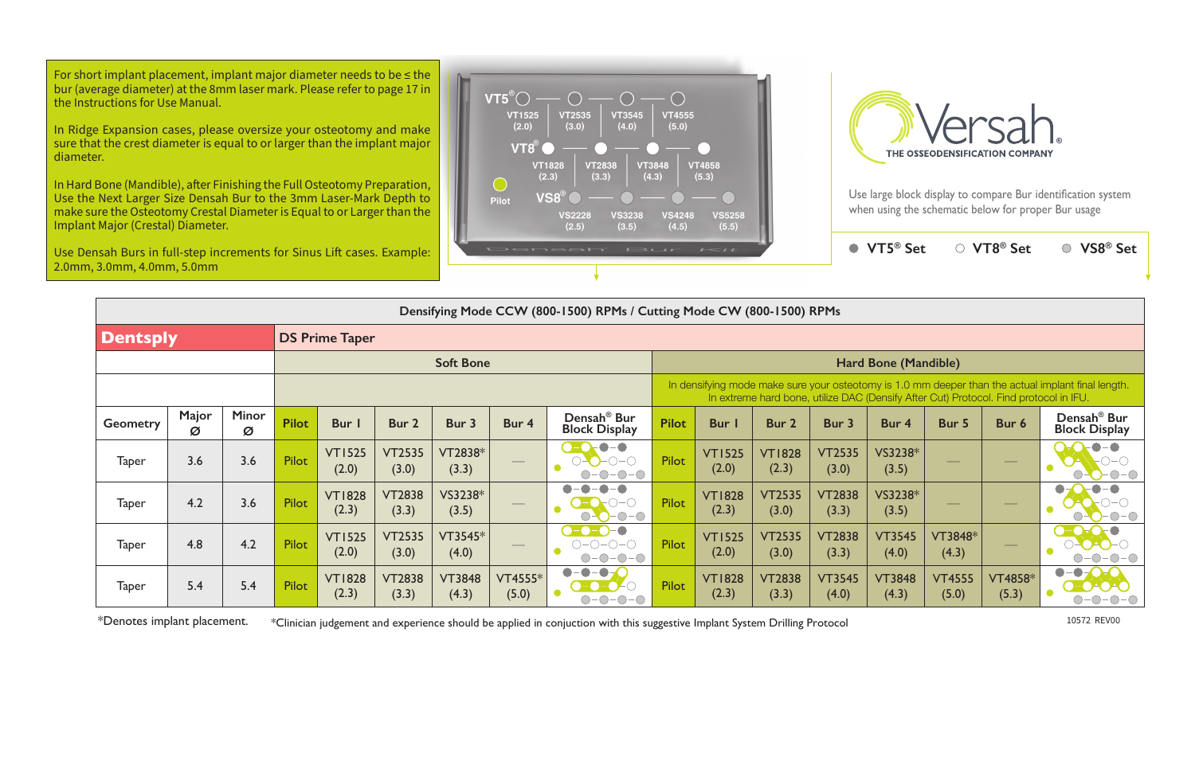For short implant placement, implant major diameter needs to be ≤ the bur (average diameter) at the 8mm laser mark. Please refer to page 17 in the Instructions for Use Manual.

In Ridge Expansion cases, please oversize your osteotomy and make sure that the crest diameter is equal to or larger than the implant major diameter.

In Hard Bone (Mandible), after Finishing the Full Osteotomy Preparation, Use the Next Larger Size Densah Bur to the 3mm Laser-Mark Depth to make sure the Osteotomy Crestal Diameter is Equal to or Larger than the Implant Major (Crestal) Diameter.

Use Densah Burs in full-step increments for Sinus Lift cases. Example: 2.0mm, 3.0mm, 4.0mm, 5.0mm

VT5® — VT1525 (2.0) — VT2535 (3.0) — VT3545 (4.0) — VT4555 (5.0)

VT8® — VT1828 (2.3) — VT2838 (3.3) — VT3848 (4.3) — VT4858 (5.3)

VS8® — VS2228 (2.5) — VS3238 (3.5) — VS4248 (4.5) — VS5258 (5.5)

Pilot

Densah Bur Kit

Versah®

THE OSSEODENSIFICATION COMPANY

Use large block display to compare Bur identification system when using the schematic below for proper Bur usage

● VT5® Set ○ VT8® Set ● VS8® Set

| Densifying Mode CCW (800-1500) RPMs / Cutting Mode CW (800-1500) RPMs | | | | | | | | | | | | | | | | | |
|---|---|---|---|---|---|---|---|---|---|---|---|---|---|---|---|---|---|
| **Dentsply** | | | DS Prime Taper | | | | | | | | | | | | | | |
| | | | Soft Bone | | | | | | Hard Bone (Mandible) | | | | | | | | |
| | | | | | | | | | In densifying mode make sure your osteotomy is 1.0 mm deeper than the actual implant final length. In extreme hard bone, utilize DAC (Densify After Cut) Protocol. Find protocol in IFU. | | | | | | | | |
| Geometry | Major Ø | Minor Ø | Pilot | Bur 1 | Bur 2 | Bur 3 | Bur 4 | Densah® Bur Block Display | Pilot | Bur 1 | Bur 2 | Bur 3 | Bur 4 | Bur 5 | Bur 6 | Densah® Bur Block Display |
| Taper | 3.6 | 3.6 | Pilot | VT1525 (2.0) | VT2535 (3.0) | VT2838* (3.3) | — | | Pilot | VT1525 (2.0) | VT1828 (2.3) | VT2535 (3.0) | VS3238* (3.5) | — | — | |
| Taper | 4.2 | 3.6 | Pilot | VT1828 (2.3) | VT2838 (3.3) | VS3238* (3.5) | — | | Pilot | VT1828 (2.3) | VT2535 (3.0) | VT2838 (3.3) | VS3238* (3.5) | — | — | |
| Taper | 4.8 | 4.2 | Pilot | VT1525 (2.0) | VT2535 (3.0) | VT3545* (4.0) | — | | Pilot | VT1525 (2.0) | VT2535 (3.0) | VT2838 (3.3) | VT3545 (4.0) | VT3848* (4.3) | — | |
| Taper | 5.4 | 5.4 | Pilot | VT1828 (2.3) | VT2838 (3.3) | VT3848 (4.3) | VT4555* (5.0) | | Pilot | VT1828 (2.3) | VT2838 (3.3) | VT3545 (4.0) | VT3848 (4.3) | VT4555 (5.0) | VT4858* (5.3) | |

*Denotes implant placement.

*Clinician judgement and experience should be applied in conjuction with this suggestive Implant System Drilling Protocol

10572 REV00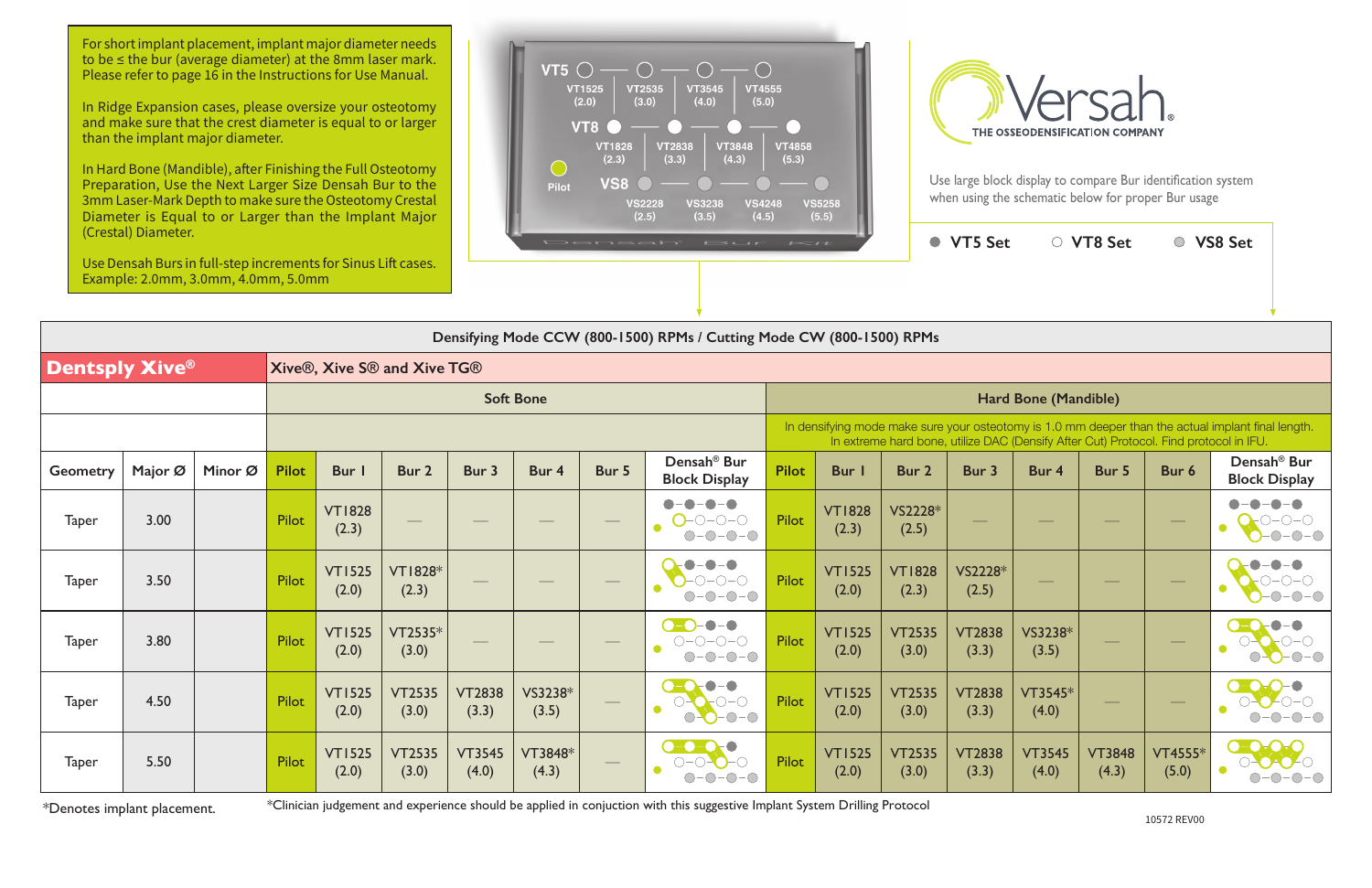For short implant placement, implant major diameter needs to be ≤ the bur (average diameter) at the 8mm laser mark. Please refer to page 16 in the Instructions for Use Manual.

In Ridge Expansion cases, please oversize your osteotomy and make sure that the crest diameter is equal to or larger than the implant major diameter.

In Hard Bone (Mandible), after Finishing the Full Osteotomy Preparation, Use the Next Larger Size Densah Bur to the 3mm Laser-Mark Depth to make sure the Osteotomy Crestal Diameter is Equal to or Larger than the Implant Major (Crestal) Diameter.

Use Densah Burs in full-step increments for Sinus Lift cases. Example: 2.0mm, 3.0mm, 4.0mm, 5.0mm

VT5: VT1525 (2.0), VT2535 (3.0), VT3545 (4.0), VT4555 (5.0)

VT8: VT1828 (2.3), VT2838 (3.3), VT3848 (4.3), VT4858 (5.3)

VS8: VS2228 (2.5), VS3238 (3.5), VS4248 (4.5), VS5258 (5.5)

Pilot

Densah Bur Kit

Versah® THE OSSEODENSIFICATION COMPANY

Use large block display to compare Bur identification system when using the schematic below for proper Bur usage

● VT5 Set ○ VT8 Set ● VS8 Set

| Densifying Mode CCW (800-1500) RPMs / Cutting Mode CW (800-1500) RPMs | | | | | | | | | | | | | | | | | | | |
|---|---|---|---|---|---|---|---|---|---|---|---|---|---|---|---|---|---|---|---|
| **Dentsply Xive®** | | | Xive®, Xive S® and Xive TG® | | | | | | | | | | | | | | | | |
| | | | Soft Bone | | | | | | | Hard Bone (Mandible) | | | | | | | | | |
| | | | | | | | | | | In densifying mode make sure your osteotomy is 1.0 mm deeper than the actual implant final length. In extreme hard bone, utilize DAC (Densify After Cut) Protocol. Find protocol in IFU. | | | | | | | | | |
| Geometry | Major Ø | Minor Ø | Pilot | Bur 1 | Bur 2 | Bur 3 | Bur 4 | Bur 5 | Densah® Bur Block Display | Pilot | Bur 1 | Bur 2 | Bur 3 | Bur 4 | Bur 5 | Bur 6 | Densah® Bur Block Display | | |
| Taper | 3.00 | | Pilot | VT1828 (2.3) | — | — | — | — | | Pilot | VT1828 (2.3) | VS2228* (2.5) | — | — | — | — | | | |
| Taper | 3.50 | | Pilot | VT1525 (2.0) | VT1828* (2.3) | — | — | — | | Pilot | VT1525 (2.0) | VT1828 (2.3) | VS2228* (2.5) | — | — | — | | | |
| Taper | 3.80 | | Pilot | VT1525 (2.0) | VT2535* (3.0) | — | — | — | | Pilot | VT1525 (2.0) | VT2535 (3.0) | VT2838 (3.3) | VS3238* (3.5) | — | — | | | |
| Taper | 4.50 | | Pilot | VT1525 (2.0) | VT2535 (3.0) | VT2838 (3.3) | VS3238* (3.5) | — | | Pilot | VT1525 (2.0) | VT2535 (3.0) | VT2838 (3.3) | VT3545* (4.0) | — | — | | | |
| Taper | 5.50 | | Pilot | VT1525 (2.0) | VT2535 (3.0) | VT3545 (4.0) | VT3848* (4.3) | — | | Pilot | VT1525 (2.0) | VT2535 (3.0) | VT2838 (3.3) | VT3545 (4.0) | VT3848 (4.3) | VT4555* (5.0) | | | |

*Denotes implant placement.

*Clinician judgement and experience should be applied in conjuction with this suggestive Implant System Drilling Protocol

10572 REV00